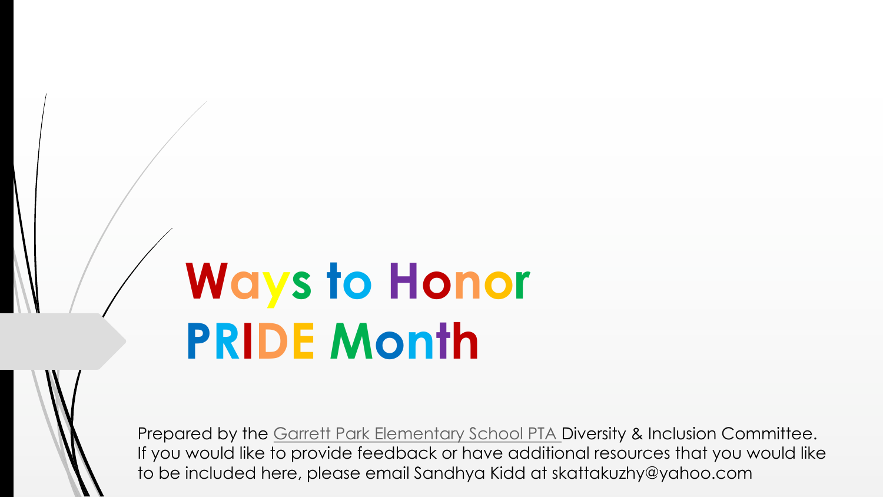# Ways to Honor PRIDE Month

Prepared by the Garrett Park Elementary School PTA Diversity & Inclusion Committee. If you would like to provide feedback or have additional resources that you would like to be included here, please email Sandhya Kidd at skattakuzhy@yahoo.com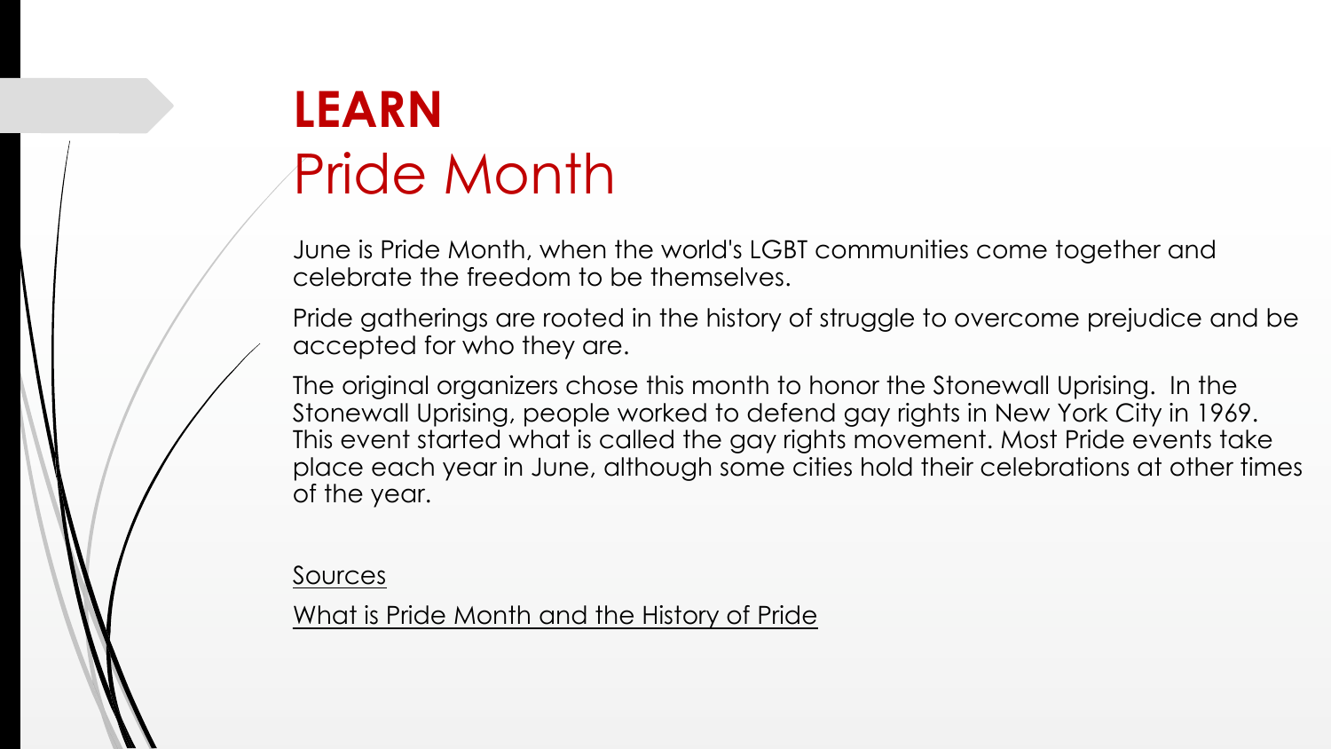# **LEARN**
## Pride Month

June is Pride Month, when the world's LGBT communities come together and celebrate the freedom to be themselves.

Pride gatherings are rooted in the history of struggle to overcome prejudice and be accepted for who they are.

The original organizers chose this month to honor the Stonewall Uprising. In the Stonewall Uprising, people worked to defend gay rights in New York City in 1969. This event started what is called the gay rights movement. Most Pride events take place each year in June, although some cities hold their celebrations at other times of the year.

Sources

What is Pride Month and the History of Pride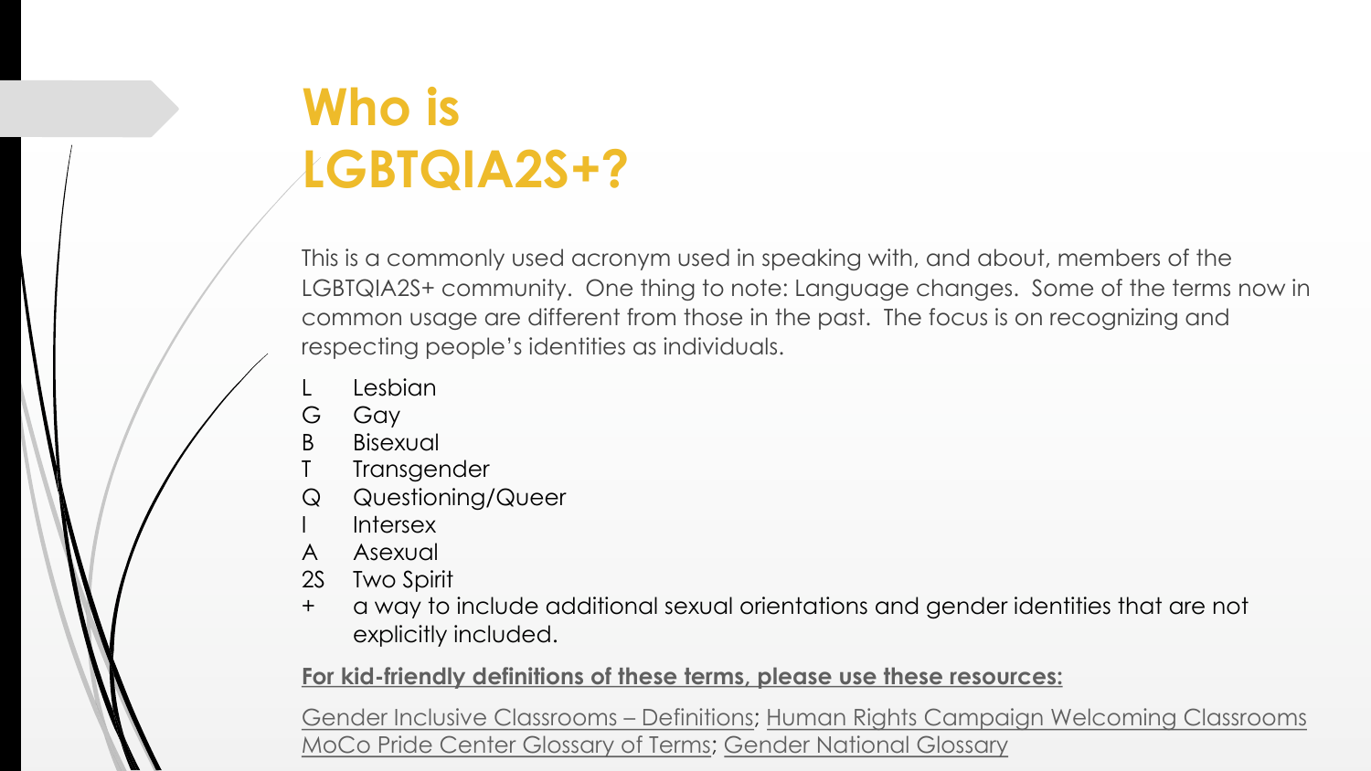# Who is LGBTQIA2S+?

This is a commonly used acronym used in speaking with, and about, members of the LGBTQIA2S+ community. One thing to note: Language changes. Some of the terms now in common usage are different from those in the past. The focus is on recognizing and respecting people's identities as individuals.

- L Lesbian
- G Gay
- B Bisexual
- T Transgender
- Q Questioning/Queer
- I Intersex
- A Asexual
- 2S Two Spirit
- \+ a way to include additional sexual orientations and gender identities that are not explicitly included.

**For kid-friendly definitions of these terms, please use these resources:**

Gender Inclusive Classrooms – Definitions; Human Rights Campaign Welcoming Classrooms MoCo Pride Center Glossary of Terms; Gender National Glossary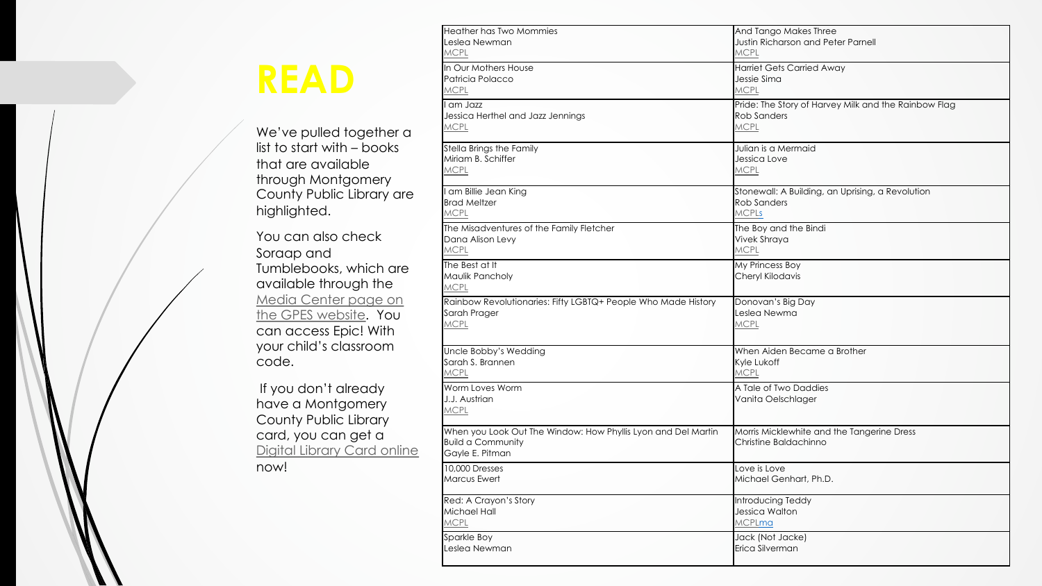# READ

We've pulled together a list to start with – books that are available through Montgomery County Public Library are highlighted.

You can also check Soraap and Tumblebooks, which are available through the Media Center page on the GPES website. You can access Epic! With your child's classroom code.

If you don't already have a Montgomery County Public Library card, you can get a Digital Library Card online now!

| | |
|---|---|
| Heather has Two Mommies<br>Leslea Newman<br>MCPL | And Tango Makes Three<br>Justin Richarson and Peter Parnell<br>MCPL |
| In Our Mothers House<br>Patricia Polacco<br>MCPL | Harriet Gets Carried Away<br>Jessie Sima<br>MCPL |
| I am Jazz<br>Jessica Herthel and Jazz Jennings<br>MCPL | Pride: The Story of Harvey Milk and the Rainbow Flag<br>Rob Sanders<br>MCPL |
| Stella Brings the Family<br>Miriam B. Schiffer<br>MCPL | Julian is a Mermaid<br>Jessica Love<br>MCPL |
| I am Billie Jean King<br>Brad Meltzer<br>MCPL | Stonewall: A Building, an Uprising, a Revolution<br>Rob Sanders<br>MCPLs |
| The Misadventures of the Family Fletcher<br>Dana Alison Levy<br>MCPL | The Boy and the Bindi<br>Vivek Shraya<br>MCPL |
| The Best at It<br>Maulik Pancholy<br>MCPL | My Princess Boy<br>Cheryl Kilodavis |
| Rainbow Revolutionaries: Fifty LGBTQ+ People Who Made History<br>Sarah Prager<br>MCPL | Donovan's Big Day<br>Leslea Newma<br>MCPL |
| Uncle Bobby's Wedding<br>Sarah S. Brannen<br>MCPL | When Aiden Became a Brother<br>Kyle Lukoff<br>MCPL |
| Worm Loves Worm<br>J.J. Austrian<br>MCPL | A Tale of Two Daddies<br>Vanita Oelschlager |
| When you Look Out The Window: How Phyllis Lyon and Del Martin Build a Community<br>Gayle E. Pitman | Morris Micklewhite and the Tangerine Dress<br>Christine Baldachinno |
| 10,000 Dresses<br>Marcus Ewert | Love is Love<br>Michael Genhart, Ph.D. |
| Red: A Crayon's Story<br>Michael Hall<br>MCPL | Introducing Teddy<br>Jessica Walton<br>MCPLma |
| Sparkle Boy<br>Leslea Newman | Jack (Not Jacke)<br>Erica Silverman |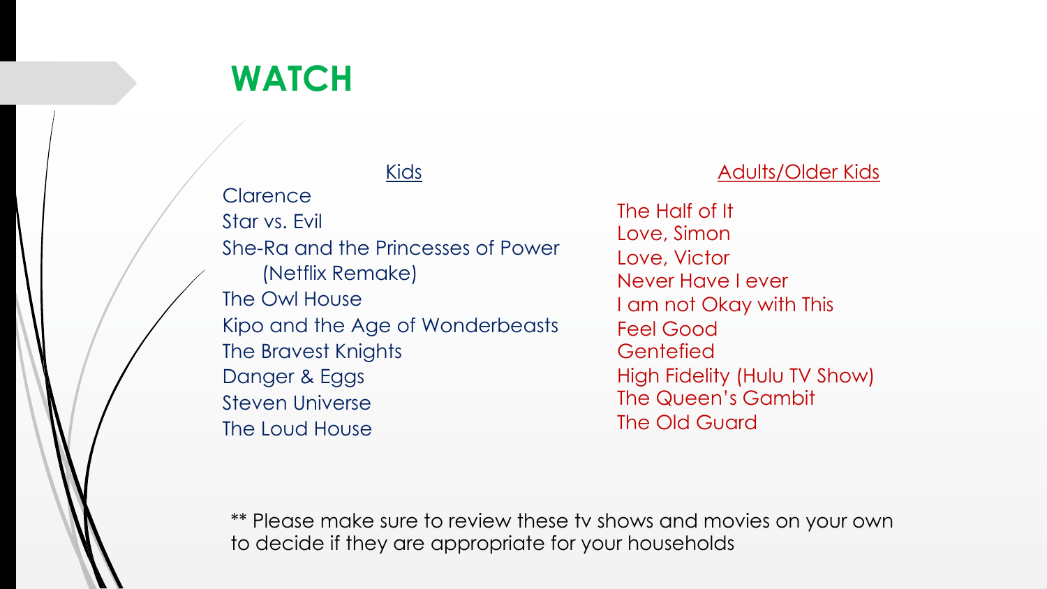# WATCH

## Kids

Clarence
Star vs. Evil
She-Ra and the Princesses of Power
(Netflix Remake)
The Owl House
Kipo and the Age of Wonderbeasts
The Bravest Knights
Danger & Eggs
Steven Universe
The Loud House

## Adults/Older Kids

The Half of It
Love, Simon
Love, Victor
Never Have I ever
I am not Okay with This
Feel Good
Gentefied
High Fidelity (Hulu TV Show)
The Queen's Gambit
The Old Guard

** Please make sure to review these tv shows and movies on your own to decide if they are appropriate for your households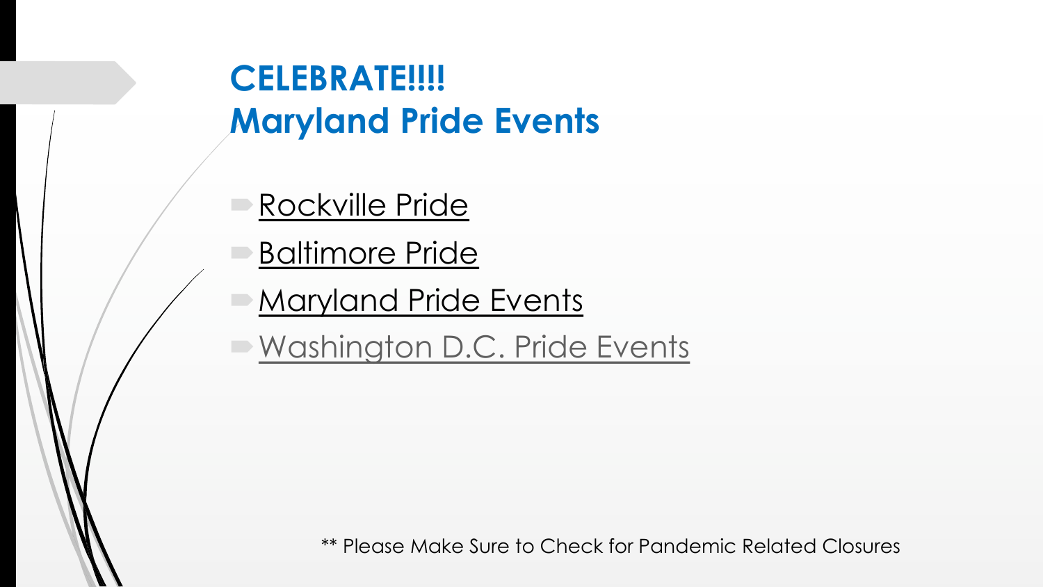# CELEBRATE!!!!
# Maryland Pride Events

- Rockville Pride
- Baltimore Pride
- Maryland Pride Events
- Washington D.C. Pride Events

** Please Make Sure to Check for Pandemic Related Closures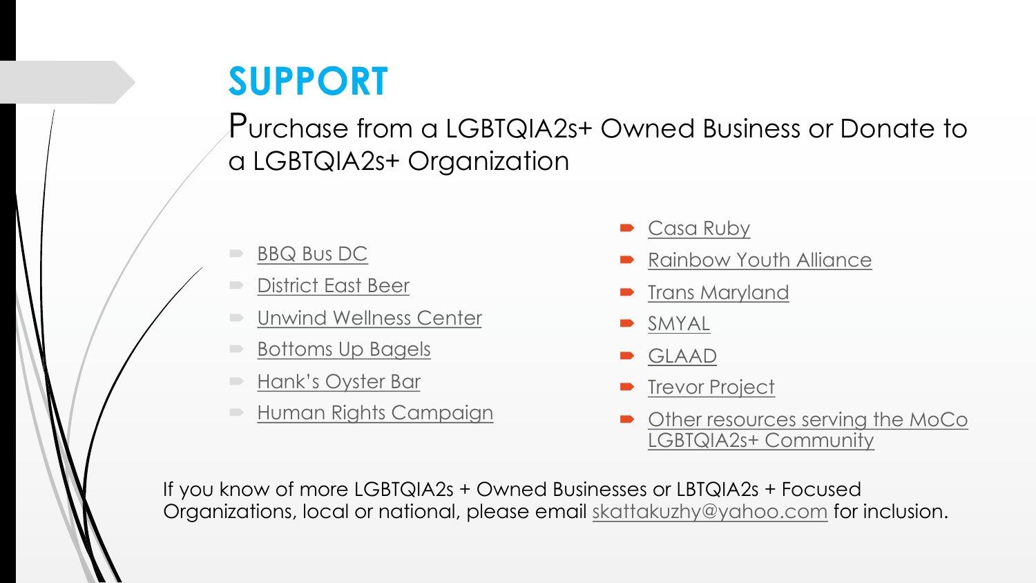# SUPPORT

Purchase from a LGBTQIA2s+ Owned Business or Donate to a LGBTQIA2s+ Organization

- BBQ Bus DC
- District East Beer
- Unwind Wellness Center
- Bottoms Up Bagels
- Hank's Oyster Bar
- Human Rights Campaign
- Casa Ruby
- Rainbow Youth Alliance
- Trans Maryland
- SMYAL
- GLAAD
- Trevor Project
- Other resources serving the MoCo LGBTQIA2s+ Community

If you know of more LGBTQIA2s + Owned Businesses or LBTQIA2s + Focused Organizations, local or national, please email skattakuzhy@yahoo.com for inclusion.